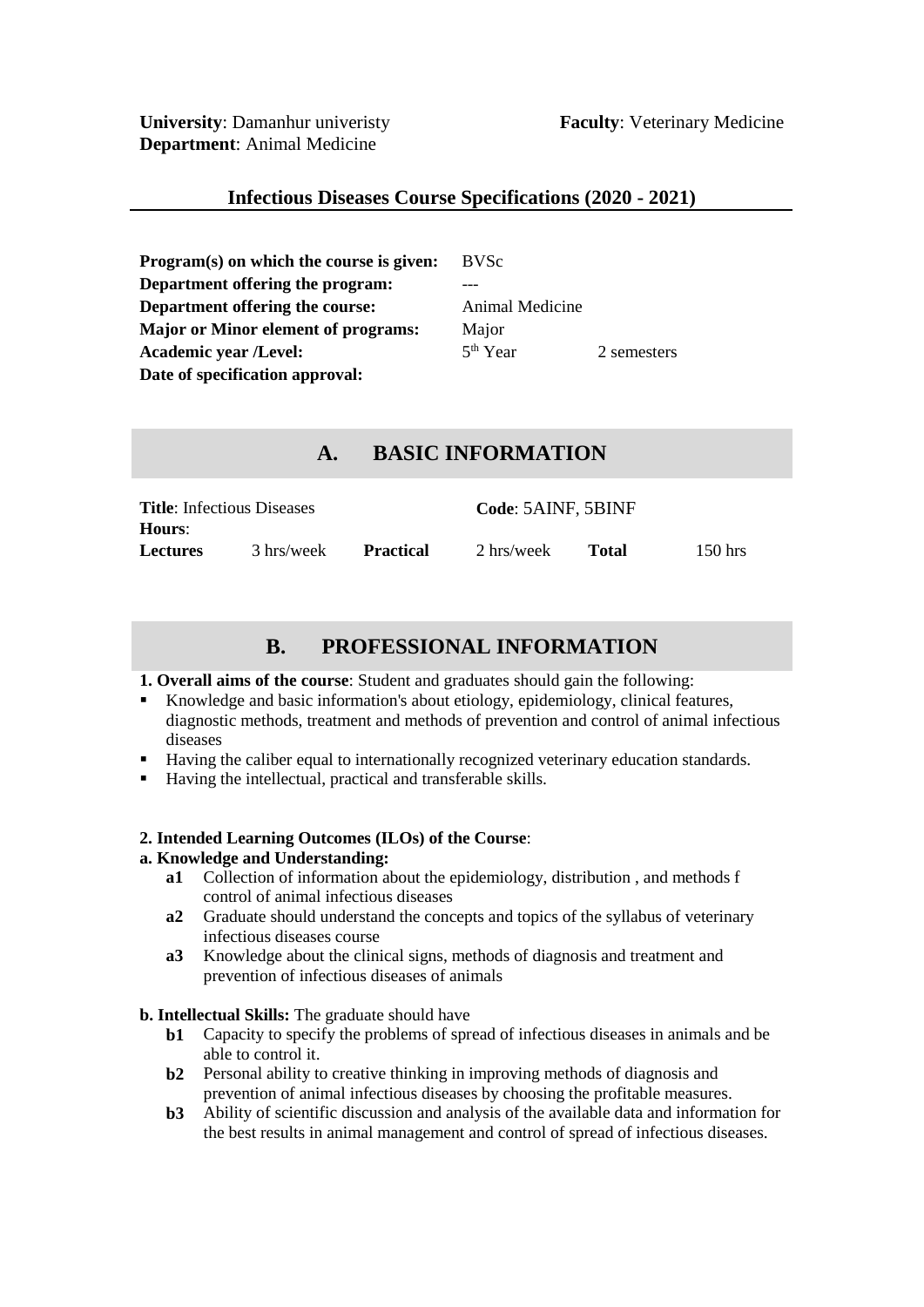**University**: Damanhur univeristy **Faculty**: Veterinary Medicine
**Department**: Animal Medicine

## Infectious Diseases Course Specifications (2020 - 2021)

| | | |
|---|---|---|
| **Program(s) on which the course is given:** | BVSc | |
| **Department offering the program:** | --- | |
| **Department offering the course:** | Animal Medicine | |
| **Major or Minor element of programs:** | Major | |
| **Academic year /Level:** | 5th Year | 2 semesters |
| **Date of specification approval:** | | |

# A. BASIC INFORMATION

**Title**: Infectious Diseases **Code**: 5AINF, 5BINF

**Hours**:

| **Lectures** | 3 hrs/week | **Practical** | 2 hrs/week | **Total** | 150 hrs |
|---|---|---|---|---|---|

# B. PROFESSIONAL INFORMATION

**1. Overall aims of the course**: Student and graduates should gain the following:

- Knowledge and basic information's about etiology, epidemiology, clinical features, diagnostic methods, treatment and methods of prevention and control of animal infectious diseases
- Having the caliber equal to internationally recognized veterinary education standards.
- Having the intellectual, practical and transferable skills.

**2. Intended Learning Outcomes (ILOs) of the Course**:

**a. Knowledge and Understanding:**

- **a1** Collection of information about the epidemiology, distribution , and methods f control of animal infectious diseases
- **a2** Graduate should understand the concepts and topics of the syllabus of veterinary infectious diseases course
- **a3** Knowledge about the clinical signs, methods of diagnosis and treatment and prevention of infectious diseases of animals

**b. Intellectual Skills:** The graduate should have

- **b1** Capacity to specify the problems of spread of infectious diseases in animals and be able to control it.
- **b2** Personal ability to creative thinking in improving methods of diagnosis and prevention of animal infectious diseases by choosing the profitable measures.
- **b3** Ability of scientific discussion and analysis of the available data and information for the best results in animal management and control of spread of infectious diseases.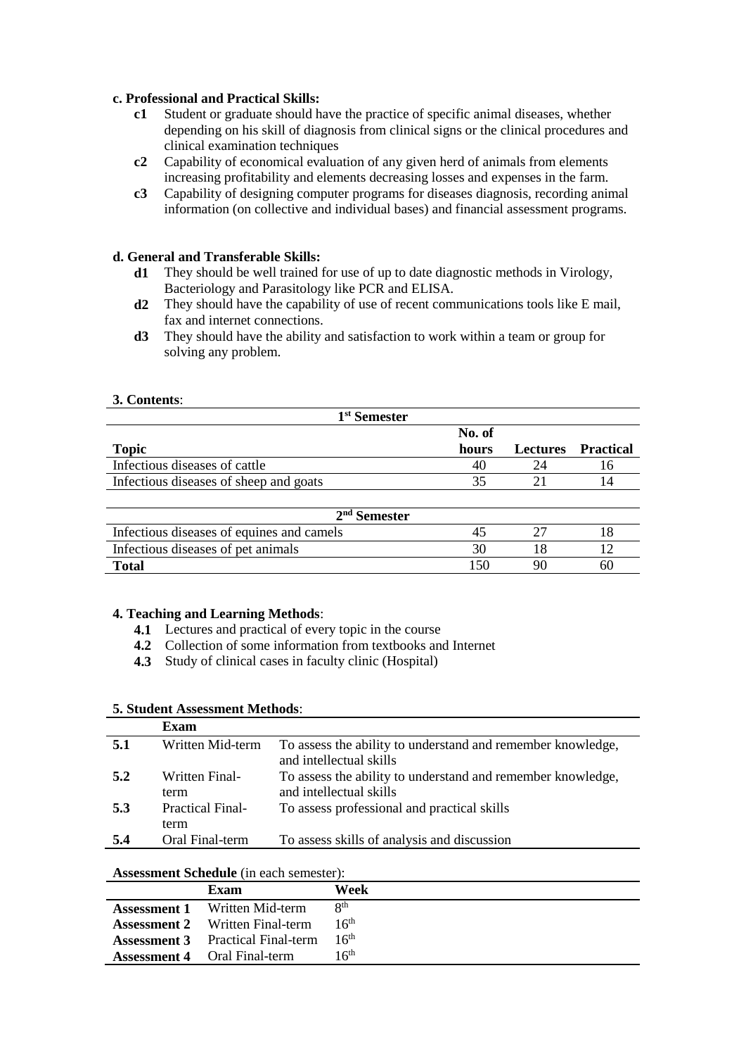**c. Professional and Practical Skills:**

- **c1** Student or graduate should have the practice of specific animal diseases, whether depending on his skill of diagnosis from clinical signs or the clinical procedures and clinical examination techniques
- **c2** Capability of economical evaluation of any given herd of animals from elements increasing profitability and elements decreasing losses and expenses in the farm.
- **c3** Capability of designing computer programs for diseases diagnosis, recording animal information (on collective and individual bases) and financial assessment programs.

**d. General and Transferable Skills:**

- **d1** They should be well trained for use of up to date diagnostic methods in Virology, Bacteriology and Parasitology like PCR and ELISA.
- **d2** They should have the capability of use of recent communications tools like E mail, fax and internet connections.
- **d3** They should have the ability and satisfaction to work within a team or group for solving any problem.

**3. Contents**:

| Topic | No. of hours | Lectures | Practical |
|---|---|---|---|
| **1st Semester** | | | |
| Infectious diseases of cattle | 40 | 24 | 16 |
| Infectious diseases of sheep and goats | 35 | 21 | 14 |
| **2nd Semester** | | | |
| Infectious diseases of equines and camels | 45 | 27 | 18 |
| Infectious diseases of pet animals | 30 | 18 | 12 |
| **Total** | 150 | 90 | 60 |

**4. Teaching and Learning Methods**:

- **4.1** Lectures and practical of every topic in the course
- **4.2** Collection of some information from textbooks and Internet
- **4.3** Study of clinical cases in faculty clinic (Hospital)

**5. Student Assessment Methods**:

| | Exam | |
|---|---|---|
| **5.1** | Written Mid-term | To assess the ability to understand and remember knowledge, and intellectual skills |
| **5.2** | Written Final-term | To assess the ability to understand and remember knowledge, and intellectual skills |
| **5.3** | Practical Final-term | To assess professional and practical skills |
| **5.4** | Oral Final-term | To assess skills of analysis and discussion |

**Assessment Schedule** (in each semester):

| | Exam | Week |
|---|---|---|
| **Assessment 1** | Written Mid-term | 8th |
| **Assessment 2** | Written Final-term | 16th |
| **Assessment 3** | Practical Final-term | 16th |
| **Assessment 4** | Oral Final-term | 16th |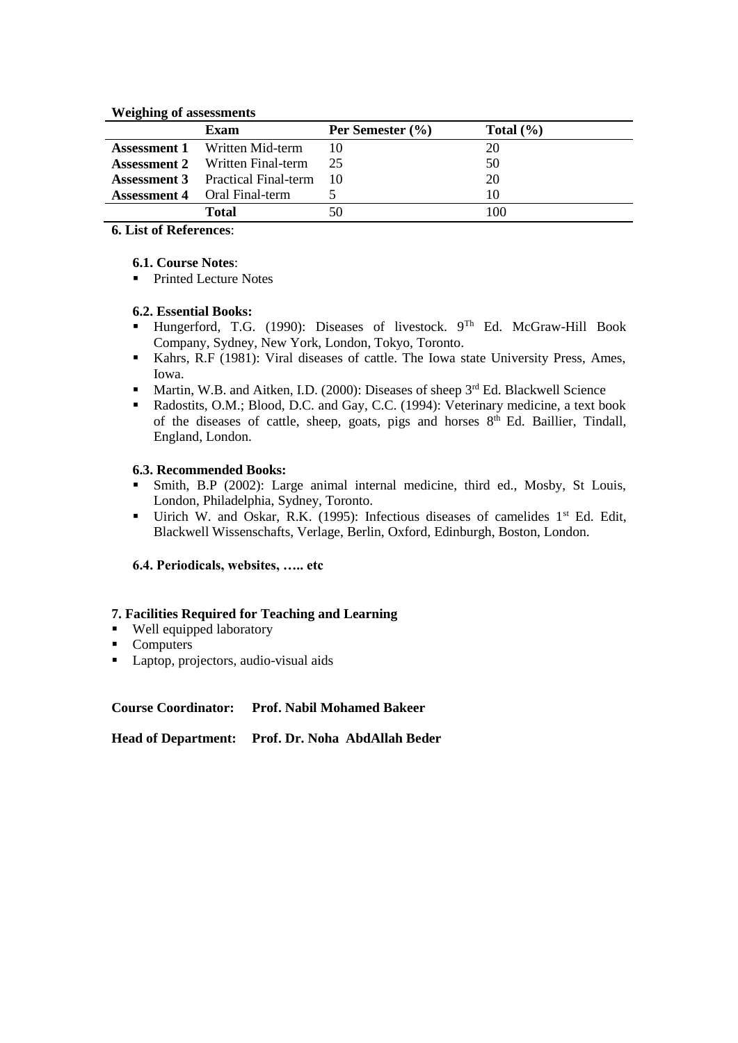**Weighing of assessments**

| | Exam | Per Semester (%) | Total (%) |
|---|---|---|---|
| **Assessment 1** | Written Mid-term | 10 | 20 |
| **Assessment 2** | Written Final-term | 25 | 50 |
| **Assessment 3** | Practical Final-term | 10 | 20 |
| **Assessment 4** | Oral Final-term | 5 | 10 |
| | **Total** | 50 | 100 |

**6. List of References**:

**6.1. Course Notes**:

- Printed Lecture Notes

**6.2. Essential Books:**

- Hungerford, T.G. (1990): Diseases of livestock. 9[Th] Ed. McGraw-Hill Book Company, Sydney, New York, London, Tokyo, Toronto.
- Kahrs, R.F (1981): Viral diseases of cattle. The Iowa state University Press, Ames, Iowa.
- Martin, W.B. and Aitken, I.D. (2000): Diseases of sheep 3[rd] Ed. Blackwell Science
- Radostits, O.M.; Blood, D.C. and Gay, C.C. (1994): Veterinary medicine, a text book of the diseases of cattle, sheep, goats, pigs and horses 8[th] Ed. Baillier, Tindall, England, London.

**6.3. Recommended Books:**

- Smith, B.P (2002): Large animal internal medicine, third ed., Mosby, St Louis, London, Philadelphia, Sydney, Toronto.
- Uirich W. and Oskar, R.K. (1995): Infectious diseases of camelides 1[st] Ed. Edit, Blackwell Wissenschafts, Verlage, Berlin, Oxford, Edinburgh, Boston, London.

**6.4. Periodicals, websites, ….. etc**

**7. Facilities Required for Teaching and Learning**

- Well equipped laboratory
- Computers
- Laptop, projectors, audio-visual aids

**Course Coordinator:** **Prof. Nabil Mohamed Bakeer**

**Head of Department:** **Prof. Dr. Noha AbdAllah Beder**